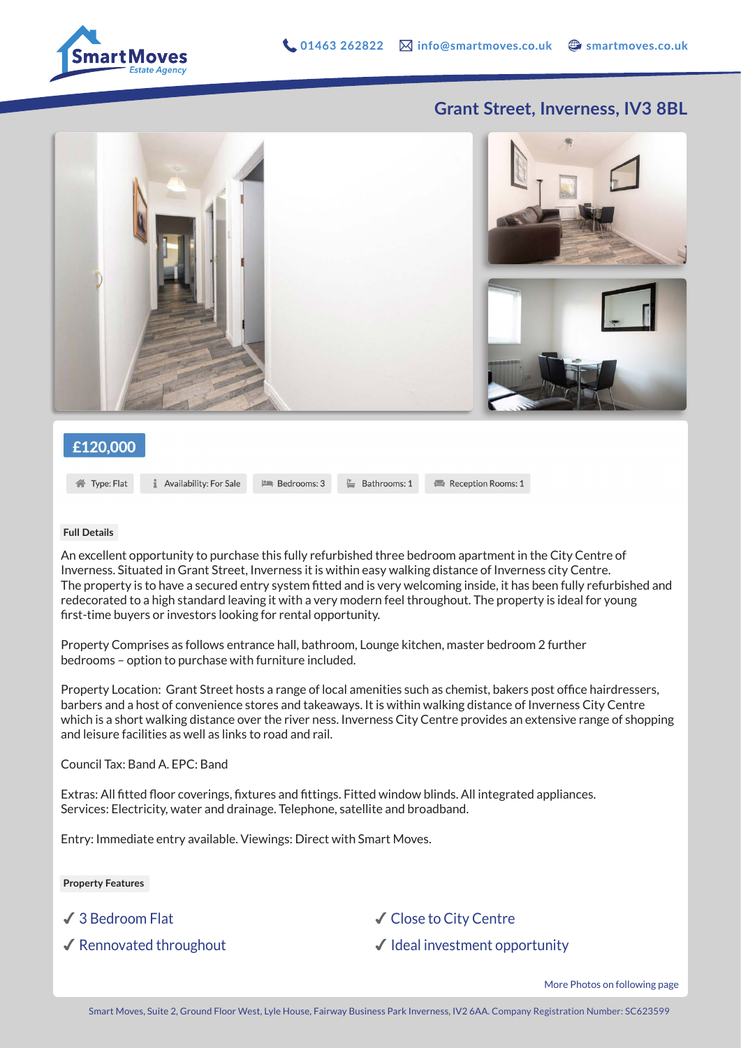**Smart Moves** Estate Agency

01463 262822 | info@smartmoves.co.uk | smartmoves.co.uk

## Grant Street, Inverness, IV3 8BL

**£120,000**

Type: Flat | Availability: For Sale | Bedrooms: 3 | Bathrooms: 1 | Reception Rooms: 1

### Full Details

An excellent opportunity to purchase this fully refurbished three bedroom apartment in the City Centre of Inverness. Situated in Grant Street, Inverness it is within easy walking distance of Inverness city Centre.
The property is to have a secured entry system fitted and is very welcoming inside, it has been fully refurbished and redecorated to a high standard leaving it with a very modern feel throughout. The property is ideal for young first-time buyers or investors looking for rental opportunity.

Property Comprises as follows entrance hall, bathroom, Lounge kitchen, master bedroom 2 further bedrooms – option to purchase with furniture included.

Property Location: Grant Street hosts a range of local amenities such as chemist, bakers post office hairdressers, barbers and a host of convenience stores and takeaways. It is within walking distance of Inverness City Centre which is a short walking distance over the river ness. Inverness City Centre provides an extensive range of shopping and leisure facilities as well as links to road and rail.

Council Tax: Band A. EPC: Band

Extras: All fitted floor coverings, fixtures and fittings. Fitted window blinds. All integrated appliances.
Services: Electricity, water and drainage. Telephone, satellite and broadband.

Entry: Immediate entry available. Viewings: Direct with Smart Moves.

### Property Features

- ✓ 3 Bedroom Flat
- ✓ Rennovated throughout
- ✓ Close to City Centre
- ✓ Ideal investment opportunity

More Photos on following page

Smart Moves, Suite 2, Ground Floor West, Lyle House, Fairway Business Park Inverness, IV2 6AA. Company Registration Number: SC623599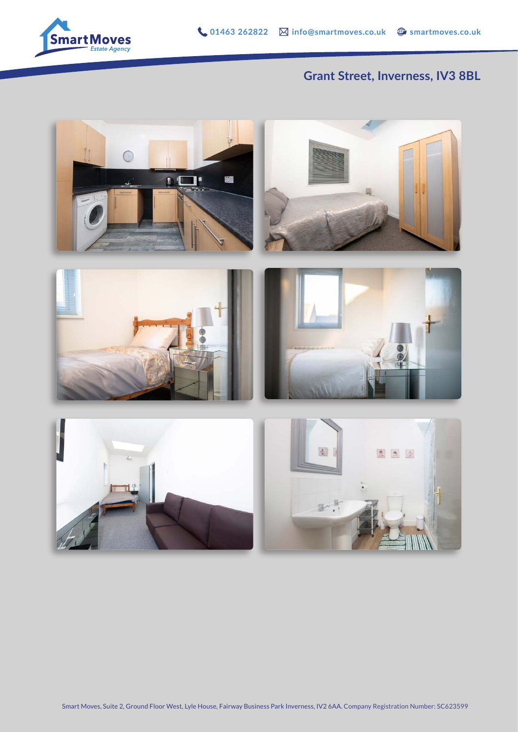## Grant Street, Inverness, IV3 8BL